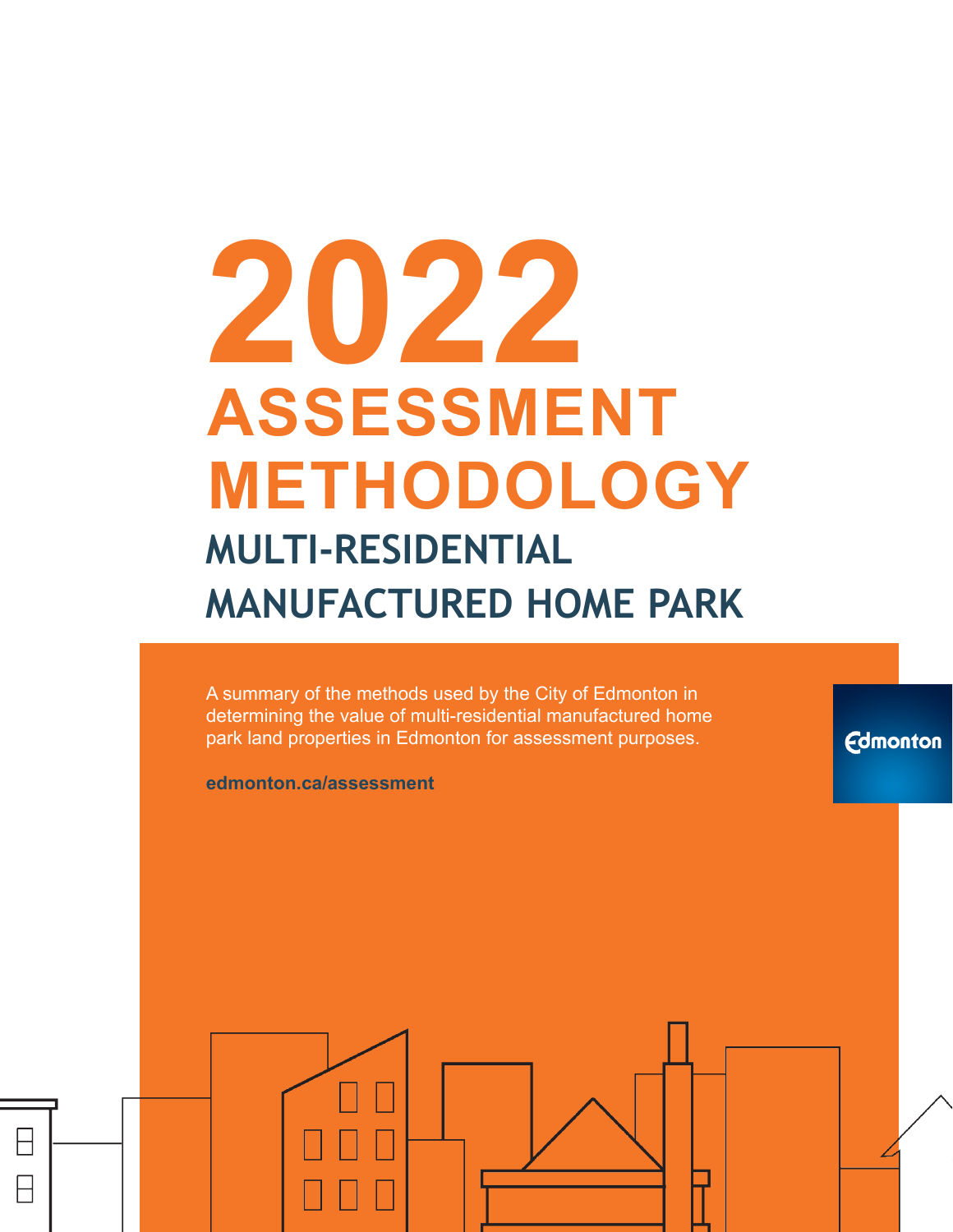# 2022 ASSESSMENT METHODOLOGY

## MULTI-RESIDENTIAL MANUFACTURED HOME PARK

A summary of the methods used by the City of Edmonton in determining the value of multi-residential manufactured home park land properties in Edmonton for assessment purposes.

**edmonton.ca/assessment**

Edmonton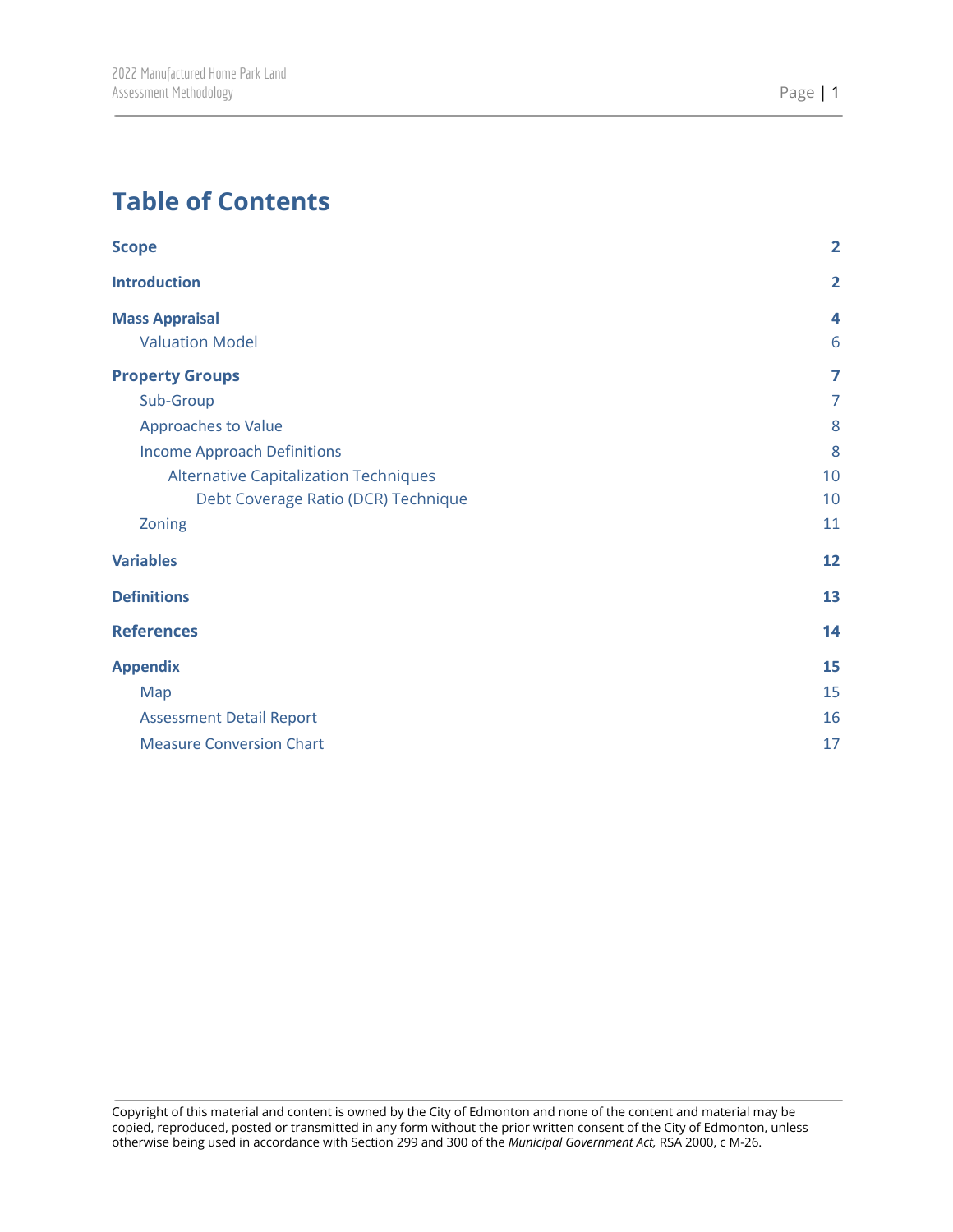# Table of Contents

| | |
|---|---|
| **Scope** | **2** |
| **Introduction** | **2** |
| **Mass Appraisal** | **4** |
| Valuation Model | 6 |
| **Property Groups** | **7** |
| Sub-Group | 7 |
| Approaches to Value | 8 |
| Income Approach Definitions | 8 |
| Alternative Capitalization Techniques | 10 |
| Debt Coverage Ratio (DCR) Technique | 10 |
| Zoning | 11 |
| **Variables** | **12** |
| **Definitions** | **13** |
| **References** | **14** |
| **Appendix** | **15** |
| Map | 15 |
| Assessment Detail Report | 16 |
| Measure Conversion Chart | 17 |

Copyright of this material and content is owned by the City of Edmonton and none of the content and material may be copied, reproduced, posted or transmitted in any form without the prior written consent of the City of Edmonton, unless otherwise being used in accordance with Section 299 and 300 of the *Municipal Government Act,* RSA 2000, c M-26.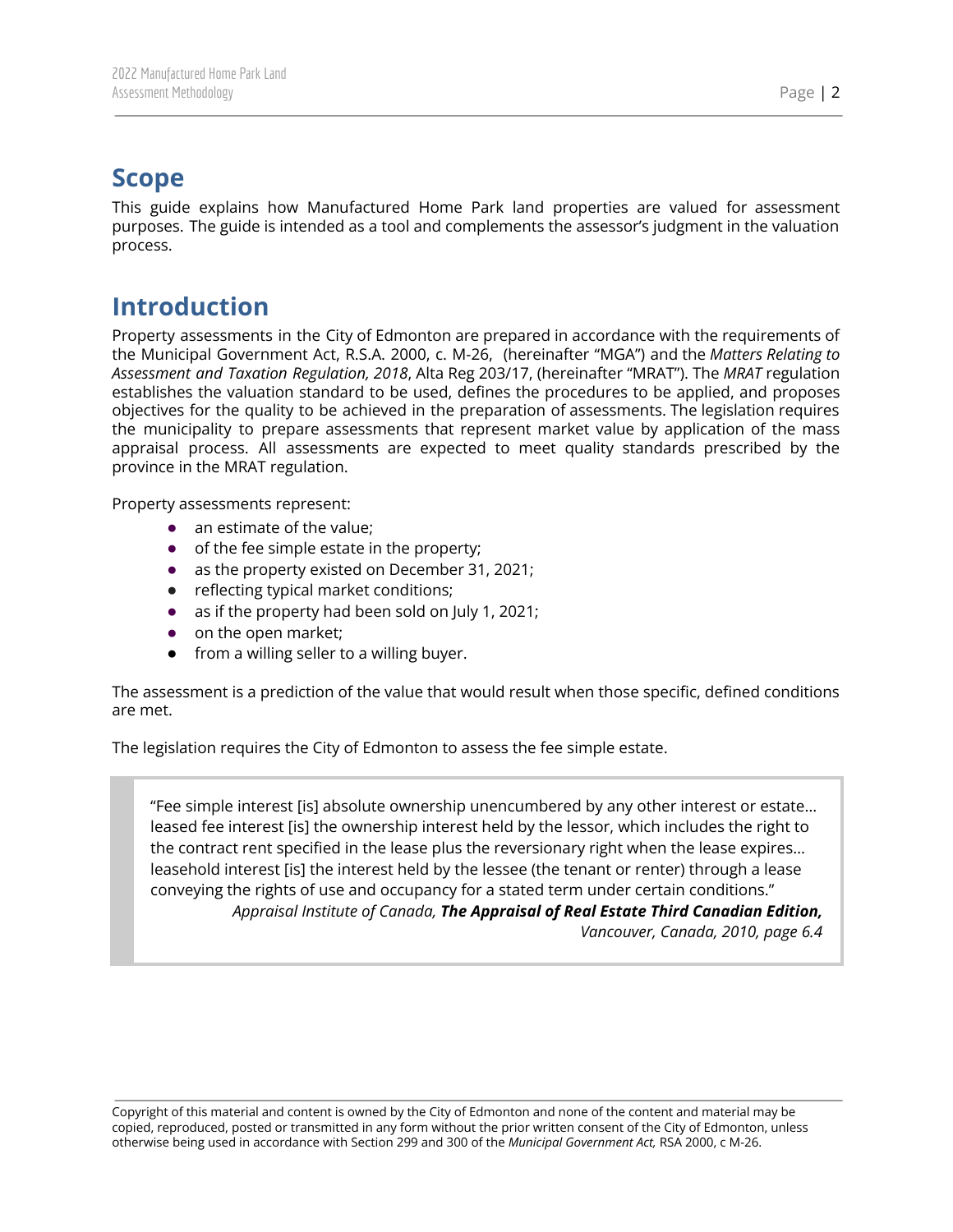## Scope

This guide explains how Manufactured Home Park land properties are valued for assessment purposes. The guide is intended as a tool and complements the assessor's judgment in the valuation process.

## Introduction

Property assessments in the City of Edmonton are prepared in accordance with the requirements of the Municipal Government Act, R.S.A. 2000, c. M-26, (hereinafter "MGA") and the *Matters Relating to Assessment and Taxation Regulation, 2018*, Alta Reg 203/17, (hereinafter "MRAT"). The *MRAT* regulation establishes the valuation standard to be used, defines the procedures to be applied, and proposes objectives for the quality to be achieved in the preparation of assessments. The legislation requires the municipality to prepare assessments that represent market value by application of the mass appraisal process. All assessments are expected to meet quality standards prescribed by the province in the MRAT regulation.

Property assessments represent:

- an estimate of the value;
- of the fee simple estate in the property;
- as the property existed on December 31, 2021;
- reflecting typical market conditions;
- as if the property had been sold on July 1, 2021;
- on the open market;
- from a willing seller to a willing buyer.

The assessment is a prediction of the value that would result when those specific, defined conditions are met.

The legislation requires the City of Edmonton to assess the fee simple estate.

> "Fee simple interest [is] absolute ownership unencumbered by any other interest or estate… leased fee interest [is] the ownership interest held by the lessor, which includes the right to the contract rent specified in the lease plus the reversionary right when the lease expires… leasehold interest [is] the interest held by the lessee (the tenant or renter) through a lease conveying the rights of use and occupancy for a stated term under certain conditions."
>
> *Appraisal Institute of Canada, **The Appraisal of Real Estate Third Canadian Edition,** Vancouver, Canada, 2010, page 6.4*

Copyright of this material and content is owned by the City of Edmonton and none of the content and material may be copied, reproduced, posted or transmitted in any form without the prior written consent of the City of Edmonton, unless otherwise being used in accordance with Section 299 and 300 of the *Municipal Government Act,* RSA 2000, c M-26.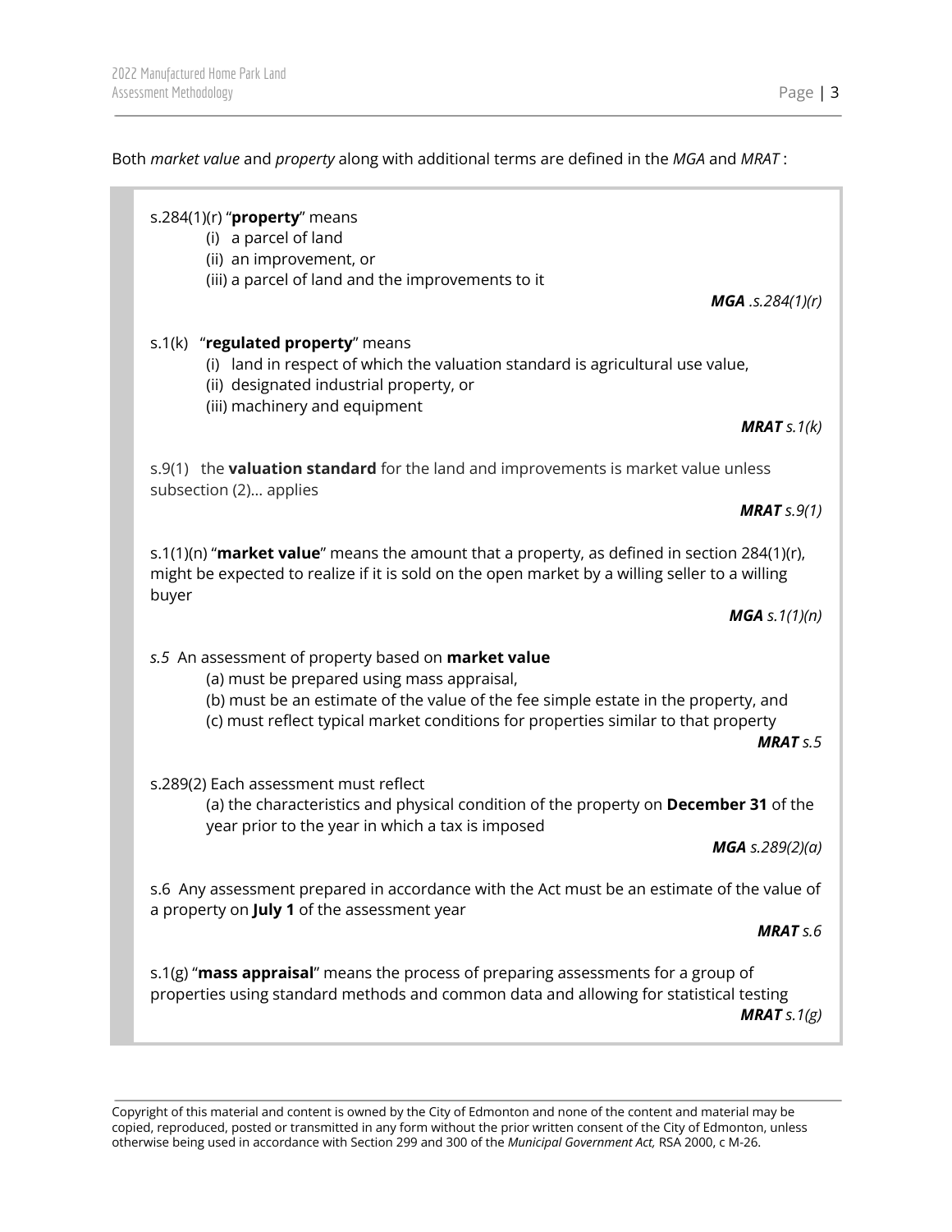Both *market value* and *property* along with additional terms are defined in the *MGA* and *MRAT* :

s.284(1)(r) "**property**" means

(i) a parcel of land
(ii) an improvement, or
(iii) a parcel of land and the improvements to it

***MGA** .s.284(1)(r)*

s.1(k) "**regulated property**" means

(i) land in respect of which the valuation standard is agricultural use value,
(ii) designated industrial property, or
(iii) machinery and equipment

***MRAT** s.1(k)*

s.9(1) the **valuation standard** for the land and improvements is market value unless subsection (2)... applies

***MRAT** s.9(1)*

s.1(1)(n) "**market value**" means the amount that a property, as defined in section 284(1)(r), might be expected to realize if it is sold on the open market by a willing seller to a willing buyer

***MGA** s.1(1)(n)*

*s.5* An assessment of property based on **market value**

(a) must be prepared using mass appraisal,
(b) must be an estimate of the value of the fee simple estate in the property, and
(c) must reflect typical market conditions for properties similar to that property

***MRAT** s.5*

s.289(2) Each assessment must reflect

(a) the characteristics and physical condition of the property on **December 31** of the year prior to the year in which a tax is imposed

***MGA** s.289(2)(a)*

s.6 Any assessment prepared in accordance with the Act must be an estimate of the value of a property on **July 1** of the assessment year

***MRAT** s.6*

s.1(g) "**mass appraisal**" means the process of preparing assessments for a group of properties using standard methods and common data and allowing for statistical testing

***MRAT** s.1(g)*

Copyright of this material and content is owned by the City of Edmonton and none of the content and material may be copied, reproduced, posted or transmitted in any form without the prior written consent of the City of Edmonton, unless otherwise being used in accordance with Section 299 and 300 of the *Municipal Government Act,* RSA 2000, c M-26.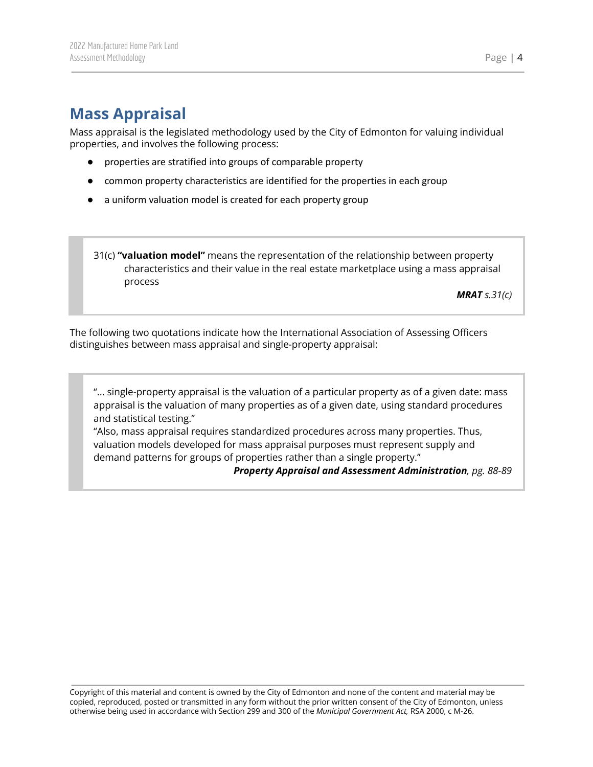## Mass Appraisal

Mass appraisal is the legislated methodology used by the City of Edmonton for valuing individual properties, and involves the following process:

- properties are stratified into groups of comparable property
- common property characteristics are identified for the properties in each group
- a uniform valuation model is created for each property group

> 31(c) **"valuation model"** means the representation of the relationship between property characteristics and their value in the real estate marketplace using a mass appraisal process
>
> ***MRAT*** *s.31(c)*

The following two quotations indicate how the International Association of Assessing Officers distinguishes between mass appraisal and single-property appraisal:

> "... single-property appraisal is the valuation of a particular property as of a given date: mass appraisal is the valuation of many properties as of a given date, using standard procedures and statistical testing."
>
> "Also, mass appraisal requires standardized procedures across many properties. Thus, valuation models developed for mass appraisal purposes must represent supply and demand patterns for groups of properties rather than a single property."
>
> ***Property Appraisal and Assessment Administration****, pg. 88-89*

Copyright of this material and content is owned by the City of Edmonton and none of the content and material may be copied, reproduced, posted or transmitted in any form without the prior written consent of the City of Edmonton, unless otherwise being used in accordance with Section 299 and 300 of the *Municipal Government Act,* RSA 2000, c M-26.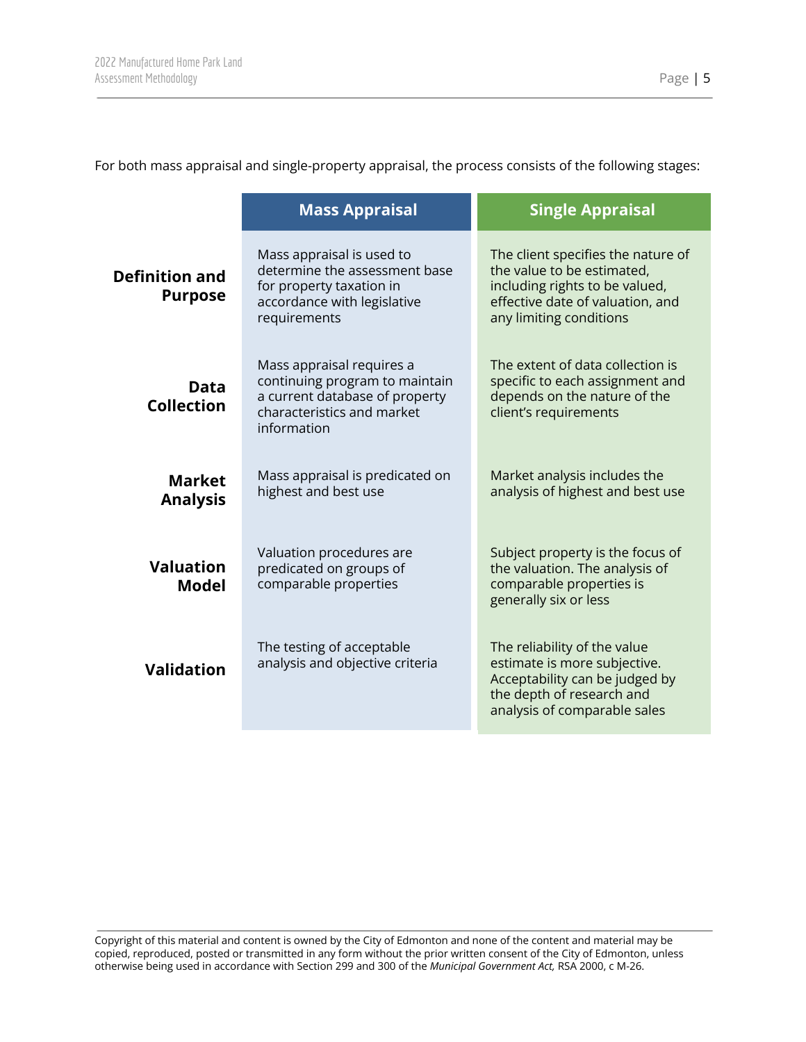For both mass appraisal and single-property appraisal, the process consists of the following stages:

| | Mass Appraisal | Single Appraisal |
|---|---|---|
| **Definition and Purpose** | Mass appraisal is used to determine the assessment base for property taxation in accordance with legislative requirements | The client specifies the nature of the value to be estimated, including rights to be valued, effective date of valuation, and any limiting conditions |
| **Data Collection** | Mass appraisal requires a continuing program to maintain a current database of property characteristics and market information | The extent of data collection is specific to each assignment and depends on the nature of the client's requirements |
| **Market Analysis** | Mass appraisal is predicated on highest and best use | Market analysis includes the analysis of highest and best use |
| **Valuation Model** | Valuation procedures are predicated on groups of comparable properties | Subject property is the focus of the valuation. The analysis of comparable properties is generally six or less |
| **Validation** | The testing of acceptable analysis and objective criteria | The reliability of the value estimate is more subjective. Acceptability can be judged by the depth of research and analysis of comparable sales |

Copyright of this material and content is owned by the City of Edmonton and none of the content and material may be copied, reproduced, posted or transmitted in any form without the prior written consent of the City of Edmonton, unless otherwise being used in accordance with Section 299 and 300 of the *Municipal Government Act,* RSA 2000, c M-26.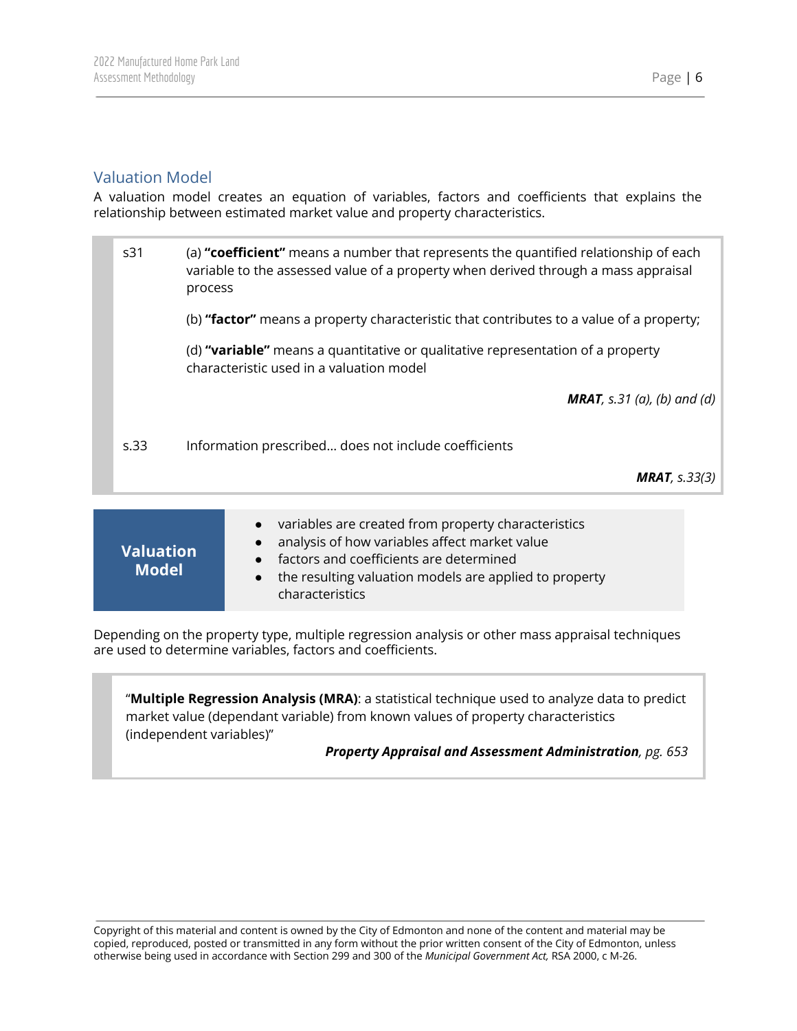## Valuation Model

A valuation model creates an equation of variables, factors and coefficients that explains the relationship between estimated market value and property characteristics.

> s31 (a) **"coefficient"** means a number that represents the quantified relationship of each variable to the assessed value of a property when derived through a mass appraisal process
>
> (b) **"factor"** means a property characteristic that contributes to a value of a property;
>
> (d) **"variable"** means a quantitative or qualitative representation of a property characteristic used in a valuation model
>
> ***MRAT****, s.31 (a), (b) and (d)*
>
> s.33 Information prescribed... does not include coefficients
>
> ***MRAT****, s.33(3)*

**Valuation Model**

- variables are created from property characteristics
- analysis of how variables affect market value
- factors and coefficients are determined
- the resulting valuation models are applied to property characteristics

Depending on the property type, multiple regression analysis or other mass appraisal techniques are used to determine variables, factors and coefficients.

> "**Multiple Regression Analysis (MRA)**: a statistical technique used to analyze data to predict market value (dependant variable) from known values of property characteristics (independent variables)"
>
> ***Property Appraisal and Assessment Administration****, pg. 653*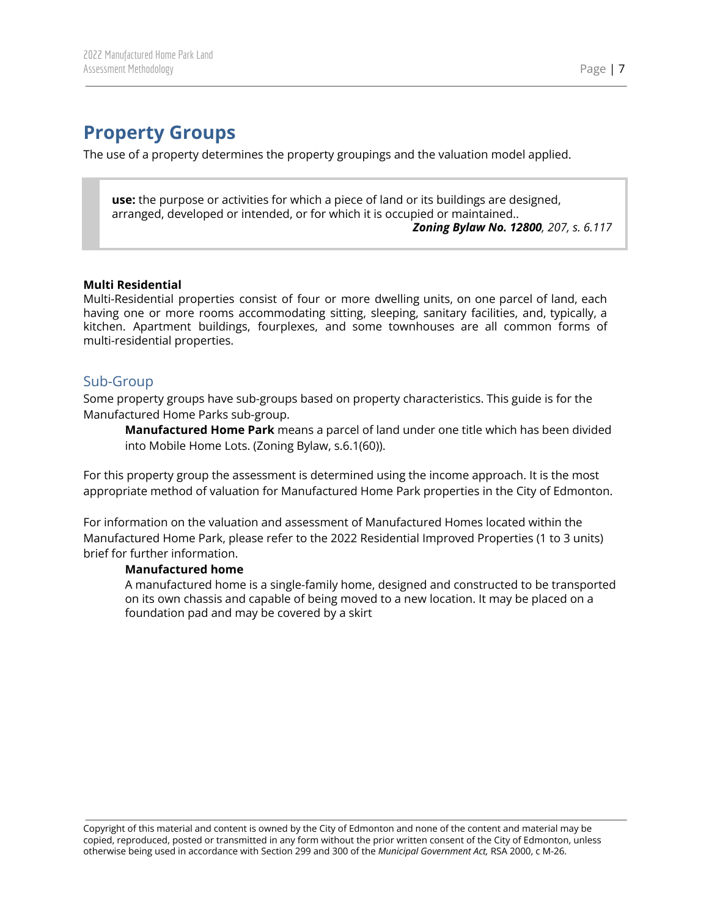# Property Groups

The use of a property determines the property groupings and the valuation model applied.

> **use:** the purpose or activities for which a piece of land or its buildings are designed, arranged, developed or intended, or for which it is occupied or maintained..
>
> ***Zoning Bylaw No. 12800****, 207, s. 6.117*

**Multi Residential**

Multi-Residential properties consist of four or more dwelling units, on one parcel of land, each having one or more rooms accommodating sitting, sleeping, sanitary facilities, and, typically, a kitchen. Apartment buildings, fourplexes, and some townhouses are all common forms of multi-residential properties.

## Sub-Group

Some property groups have sub-groups based on property characteristics. This guide is for the Manufactured Home Parks sub-group.

> **Manufactured Home Park** means a parcel of land under one title which has been divided into Mobile Home Lots. (Zoning Bylaw, s.6.1(60)).

For this property group the assessment is determined using the income approach. It is the most appropriate method of valuation for Manufactured Home Park properties in the City of Edmonton.

For information on the valuation and assessment of Manufactured Homes located within the Manufactured Home Park, please refer to the 2022 Residential Improved Properties (1 to 3 units) brief for further information.

> **Manufactured home**
>
> A manufactured home is a single-family home, designed and constructed to be transported on its own chassis and capable of being moved to a new location. It may be placed on a foundation pad and may be covered by a skirt

Copyright of this material and content is owned by the City of Edmonton and none of the content and material may be copied, reproduced, posted or transmitted in any form without the prior written consent of the City of Edmonton, unless otherwise being used in accordance with Section 299 and 300 of the *Municipal Government Act,* RSA 2000, c M-26.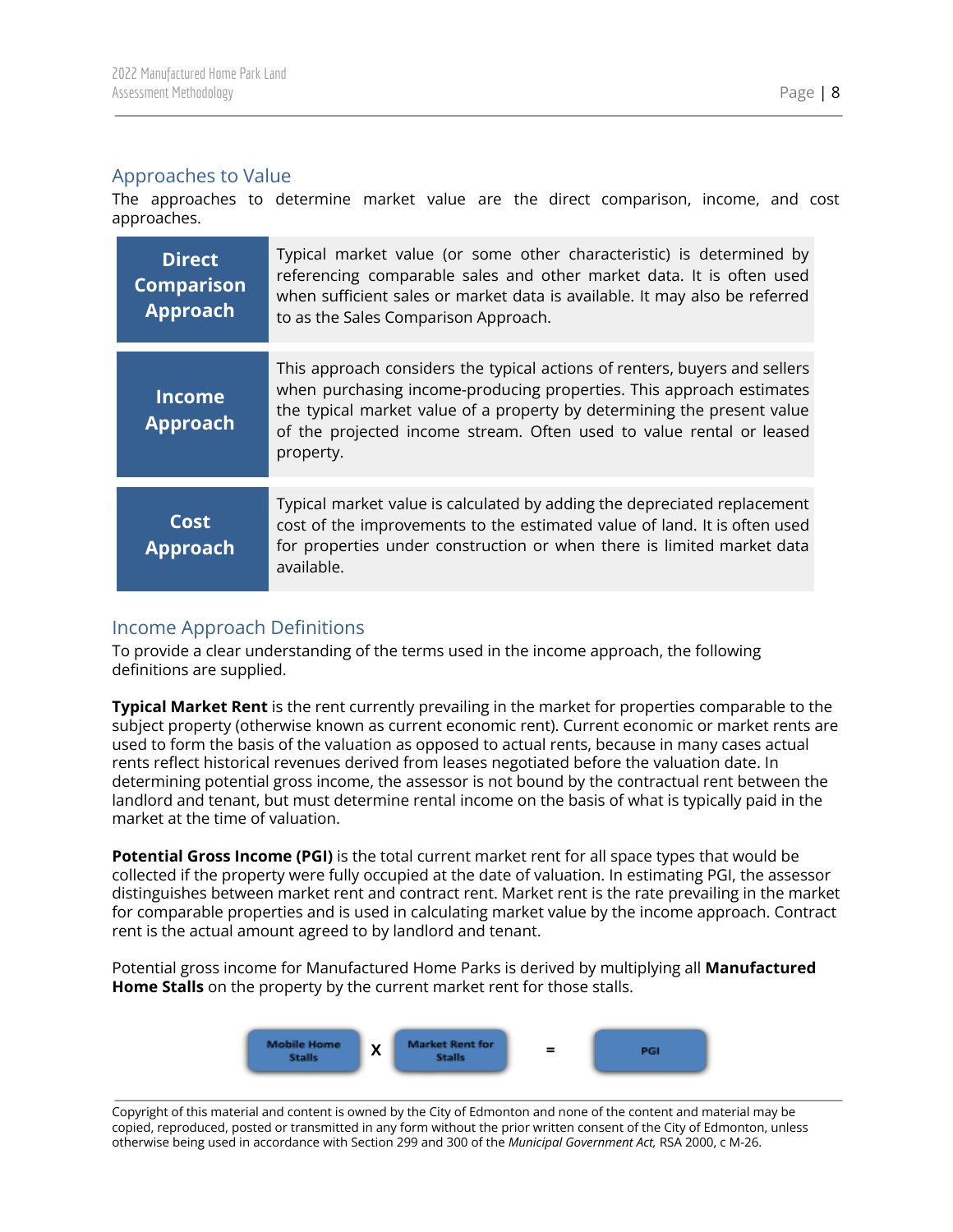## Approaches to Value

The approaches to determine market value are the direct comparison, income, and cost approaches.

| | |
|---|---|
| **Direct Comparison Approach** | Typical market value (or some other characteristic) is determined by referencing comparable sales and other market data. It is often used when sufficient sales or market data is available. It may also be referred to as the Sales Comparison Approach. |
| **Income Approach** | This approach considers the typical actions of renters, buyers and sellers when purchasing income-producing properties. This approach estimates the typical market value of a property by determining the present value of the projected income stream. Often used to value rental or leased property. |
| **Cost Approach** | Typical market value is calculated by adding the depreciated replacement cost of the improvements to the estimated value of land. It is often used for properties under construction or when there is limited market data available. |

## Income Approach Definitions

To provide a clear understanding of the terms used in the income approach, the following definitions are supplied.

**Typical Market Rent** is the rent currently prevailing in the market for properties comparable to the subject property (otherwise known as current economic rent). Current economic or market rents are used to form the basis of the valuation as opposed to actual rents, because in many cases actual rents reflect historical revenues derived from leases negotiated before the valuation date. In determining potential gross income, the assessor is not bound by the contractual rent between the landlord and tenant, but must determine rental income on the basis of what is typically paid in the market at the time of valuation.

**Potential Gross Income (PGI)** is the total current market rent for all space types that would be collected if the property were fully occupied at the date of valuation. In estimating PGI, the assessor distinguishes between market rent and contract rent. Market rent is the rate prevailing in the market for comparable properties and is used in calculating market value by the income approach. Contract rent is the actual amount agreed to by landlord and tenant.

Potential gross income for Manufactured Home Parks is derived by multiplying all **Manufactured Home Stalls** on the property by the current market rent for those stalls.

Mobile Home Stalls X Market Rent for Stalls = PGI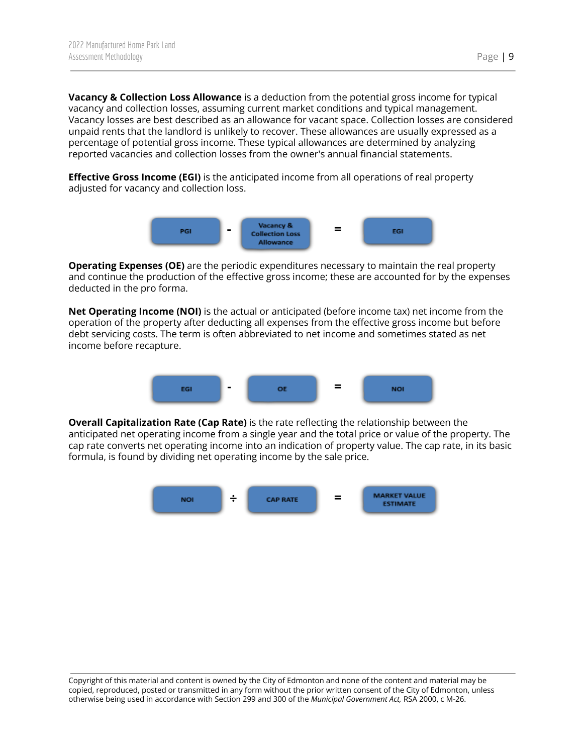**Vacancy & Collection Loss Allowance** is a deduction from the potential gross income for typical vacancy and collection losses, assuming current market conditions and typical management. Vacancy losses are best described as an allowance for vacant space. Collection losses are considered unpaid rents that the landlord is unlikely to recover. These allowances are usually expressed as a percentage of potential gross income. These typical allowances are determined by analyzing reported vacancies and collection losses from the owner's annual financial statements.

**Effective Gross Income (EGI)** is the anticipated income from all operations of real property adjusted for vacancy and collection loss.

PGI - Vacancy & Collection Loss Allowance = EGI

**Operating Expenses (OE)** are the periodic expenditures necessary to maintain the real property and continue the production of the effective gross income; these are accounted for by the expenses deducted in the pro forma.

**Net Operating Income (NOI)** is the actual or anticipated (before income tax) net income from the operation of the property after deducting all expenses from the effective gross income but before debt servicing costs. The term is often abbreviated to net income and sometimes stated as net income before recapture.

EGI - OE = NOI

**Overall Capitalization Rate (Cap Rate)** is the rate reflecting the relationship between the anticipated net operating income from a single year and the total price or value of the property. The cap rate converts net operating income into an indication of property value. The cap rate, in its basic formula, is found by dividing net operating income by the sale price.

NOI ÷ CAP RATE = MARKET VALUE ESTIMATE

Copyright of this material and content is owned by the City of Edmonton and none of the content and material may be copied, reproduced, posted or transmitted in any form without the prior written consent of the City of Edmonton, unless otherwise being used in accordance with Section 299 and 300 of the *Municipal Government Act,* RSA 2000, c M-26.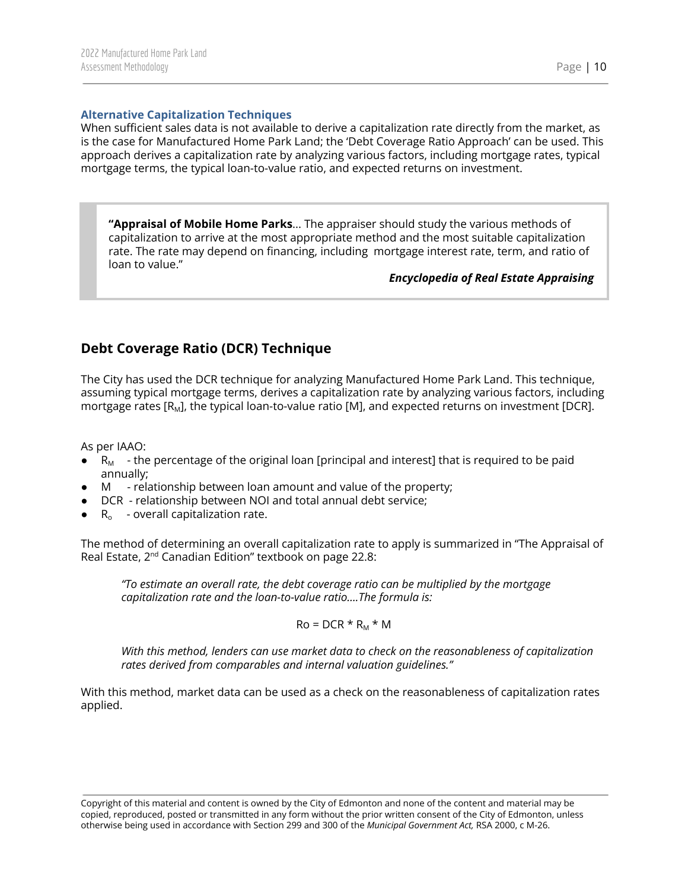### Alternative Capitalization Techniques

When sufficient sales data is not available to derive a capitalization rate directly from the market, as is the case for Manufactured Home Park Land; the 'Debt Coverage Ratio Approach' can be used. This approach derives a capitalization rate by analyzing various factors, including mortgage rates, typical mortgage terms, the typical loan-to-value ratio, and expected returns on investment.

> **"Appraisal of Mobile Home Parks**... The appraiser should study the various methods of capitalization to arrive at the most appropriate method and the most suitable capitalization rate. The rate may depend on financing, including mortgage interest rate, term, and ratio of loan to value."
>
> ***Encyclopedia of Real Estate Appraising***

## Debt Coverage Ratio (DCR) Technique

The City has used the DCR technique for analyzing Manufactured Home Park Land. This technique, assuming typical mortgage terms, derives a capitalization rate by analyzing various factors, including mortgage rates [$R_M$], the typical loan-to-value ratio [M], and expected returns on investment [DCR].

As per IAAO:

- $R_M$ - the percentage of the original loan [principal and interest] that is required to be paid annually;
- M - relationship between loan amount and value of the property;
- DCR - relationship between NOI and total annual debt service;
- $R_o$ - overall capitalization rate.

The method of determining an overall capitalization rate to apply is summarized in "The Appraisal of Real Estate, 2nd Canadian Edition" textbook on page 22.8:

> *"To estimate an overall rate, the debt coverage ratio can be multiplied by the mortgage capitalization rate and the loan-to-value ratio....The formula is:*
>
> $$Ro = DCR * R_M * M$$
>
> *With this method, lenders can use market data to check on the reasonableness of capitalization rates derived from comparables and internal valuation guidelines."*

With this method, market data can be used as a check on the reasonableness of capitalization rates applied.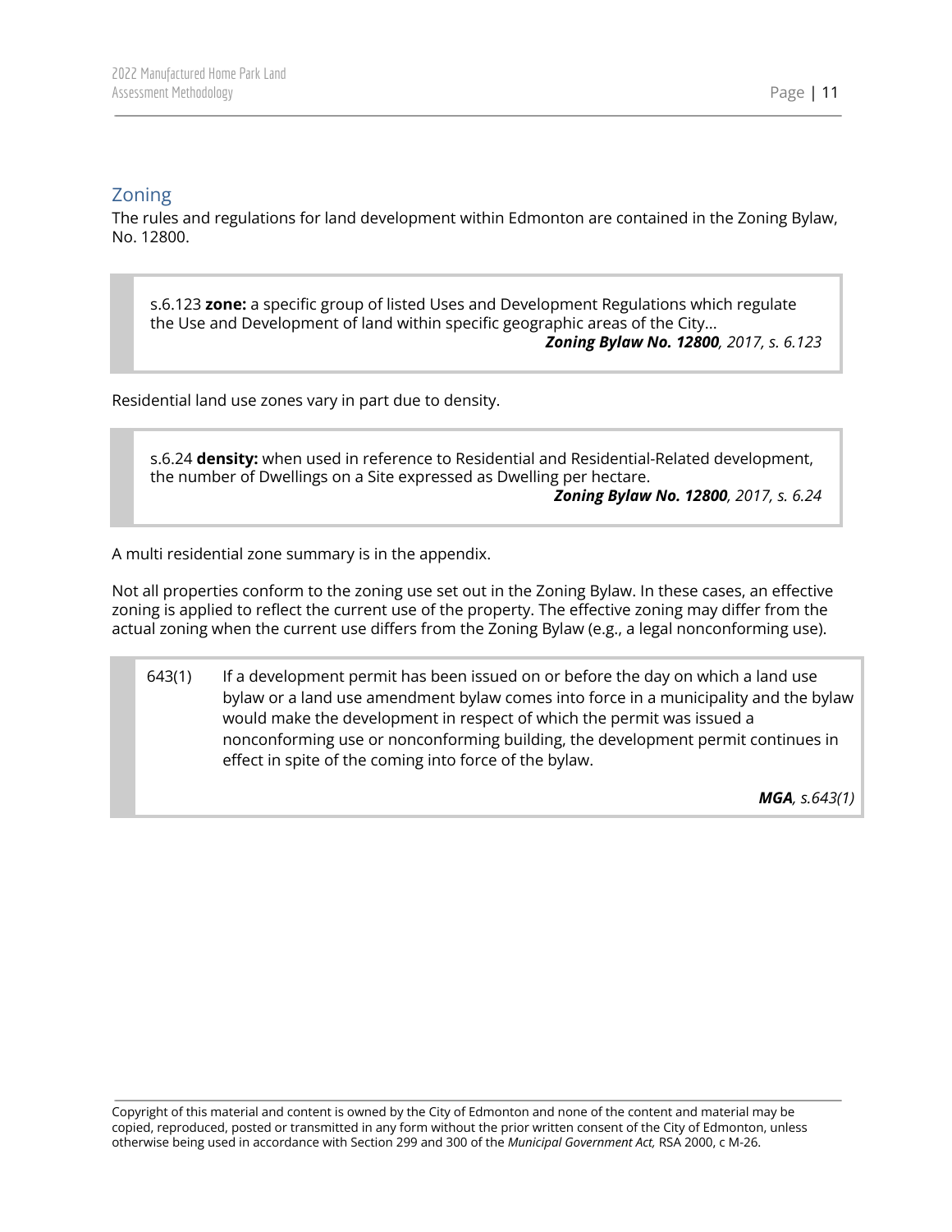## Zoning

The rules and regulations for land development within Edmonton are contained in the Zoning Bylaw, No. 12800.

> s.6.123 **zone:** a specific group of listed Uses and Development Regulations which regulate the Use and Development of land within specific geographic areas of the City…
>
> ***Zoning Bylaw No. 12800****, 2017, s. 6.123*

Residential land use zones vary in part due to density.

> s.6.24 **density:** when used in reference to Residential and Residential-Related development, the number of Dwellings on a Site expressed as Dwelling per hectare.
>
> ***Zoning Bylaw No. 12800****, 2017, s. 6.24*

A multi residential zone summary is in the appendix.

Not all properties conform to the zoning use set out in the Zoning Bylaw. In these cases, an effective zoning is applied to reflect the current use of the property. The effective zoning may differ from the actual zoning when the current use differs from the Zoning Bylaw (e.g., a legal nonconforming use).

> 643(1) If a development permit has been issued on or before the day on which a land use bylaw or a land use amendment bylaw comes into force in a municipality and the bylaw would make the development in respect of which the permit was issued a nonconforming use or nonconforming building, the development permit continues in effect in spite of the coming into force of the bylaw.
>
> ***MGA****, s.643(1)*

Copyright of this material and content is owned by the City of Edmonton and none of the content and material may be copied, reproduced, posted or transmitted in any form without the prior written consent of the City of Edmonton, unless otherwise being used in accordance with Section 299 and 300 of the *Municipal Government Act,* RSA 2000, c M-26.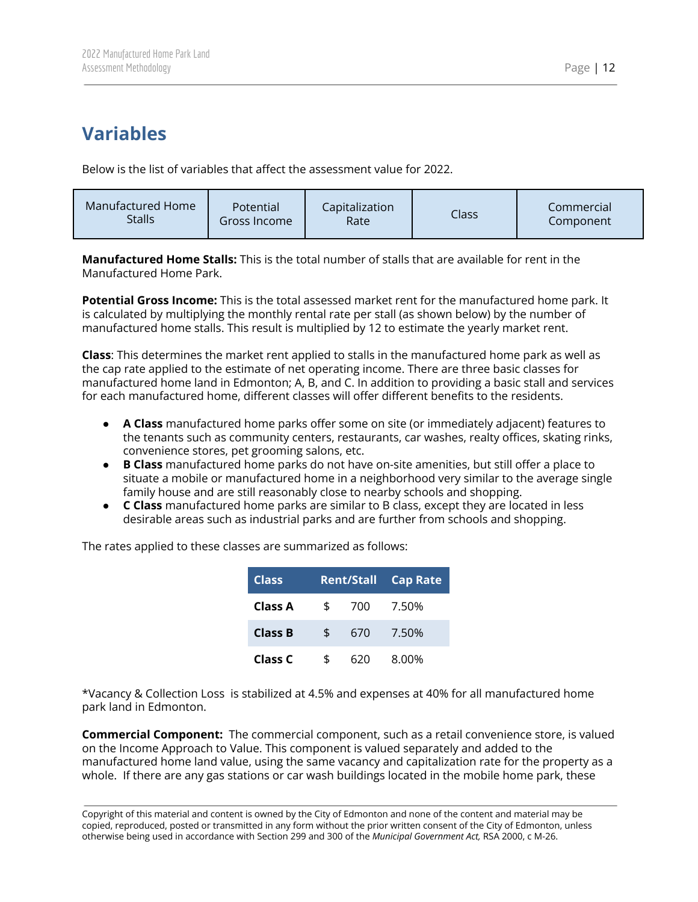# Variables

Below is the list of variables that affect the assessment value for 2022.

| Manufactured Home Stalls | Potential Gross Income | Capitalization Rate | Class | Commercial Component |
|---|---|---|---|---|

**Manufactured Home Stalls:** This is the total number of stalls that are available for rent in the Manufactured Home Park.

**Potential Gross Income:** This is the total assessed market rent for the manufactured home park. It is calculated by multiplying the monthly rental rate per stall (as shown below) by the number of manufactured home stalls. This result is multiplied by 12 to estimate the yearly market rent.

**Class**: This determines the market rent applied to stalls in the manufactured home park as well as the cap rate applied to the estimate of net operating income. There are three basic classes for manufactured home land in Edmonton; A, B, and C. In addition to providing a basic stall and services for each manufactured home, different classes will offer different benefits to the residents.

- **A Class** manufactured home parks offer some on site (or immediately adjacent) features to the tenants such as community centers, restaurants, car washes, realty offices, skating rinks, convenience stores, pet grooming salons, etc.
- **B Class** manufactured home parks do not have on-site amenities, but still offer a place to situate a mobile or manufactured home in a neighborhood very similar to the average single family house and are still reasonably close to nearby schools and shopping.
- **C Class** manufactured home parks are similar to B class, except they are located in less desirable areas such as industrial parks and are further from schools and shopping.

The rates applied to these classes are summarized as follows:

| Class | Rent/Stall | Cap Rate |
|---|---|---|
| **Class A** | $ 700 | 7.50% |
| **Class B** | $ 670 | 7.50% |
| **Class C** | $ 620 | 8.00% |

*Vacancy & Collection Loss is stabilized at 4.5% and expenses at 40% for all manufactured home park land in Edmonton.

**Commercial Component:** The commercial component, such as a retail convenience store, is valued on the Income Approach to Value. This component is valued separately and added to the manufactured home land value, using the same vacancy and capitalization rate for the property as a whole. If there are any gas stations or car wash buildings located in the mobile home park, these

Copyright of this material and content is owned by the City of Edmonton and none of the content and material may be copied, reproduced, posted or transmitted in any form without the prior written consent of the City of Edmonton, unless otherwise being used in accordance with Section 299 and 300 of the *Municipal Government Act,* RSA 2000, c M-26.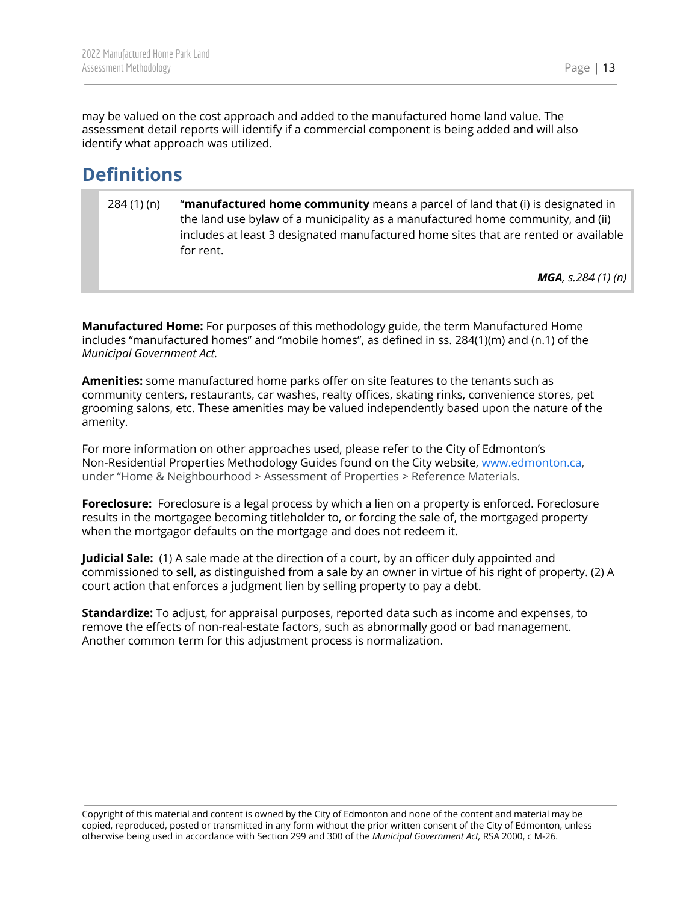may be valued on the cost approach and added to the manufactured home land value. The assessment detail reports will identify if a commercial component is being added and will also identify what approach was utilized.

## Definitions

> 284 (1) (n) “**manufactured home community** means a parcel of land that (i) is designated in the land use bylaw of a municipality as a manufactured home community, and (ii) includes at least 3 designated manufactured home sites that are rented or available for rent.
>
> ***MGA**, s.284 (1) (n)*

**Manufactured Home:** For purposes of this methodology guide, the term Manufactured Home includes “manufactured homes” and “mobile homes”, as defined in ss. 284(1)(m) and (n.1) of the *Municipal Government Act.*

**Amenities:** some manufactured home parks offer on site features to the tenants such as community centers, restaurants, car washes, realty offices, skating rinks, convenience stores, pet grooming salons, etc. These amenities may be valued independently based upon the nature of the amenity.

For more information on other approaches used, please refer to the City of Edmonton’s Non-Residential Properties Methodology Guides found on the City website, www.edmonton.ca, under “Home & Neighbourhood > Assessment of Properties > Reference Materials.

**Foreclosure:** Foreclosure is a legal process by which a lien on a property is enforced. Foreclosure results in the mortgagee becoming titleholder to, or forcing the sale of, the mortgaged property when the mortgagor defaults on the mortgage and does not redeem it.

**Judicial Sale:** (1) A sale made at the direction of a court, by an officer duly appointed and commissioned to sell, as distinguished from a sale by an owner in virtue of his right of property. (2) A court action that enforces a judgment lien by selling property to pay a debt.

**Standardize:** To adjust, for appraisal purposes, reported data such as income and expenses, to remove the effects of non-real-estate factors, such as abnormally good or bad management. Another common term for this adjustment process is normalization.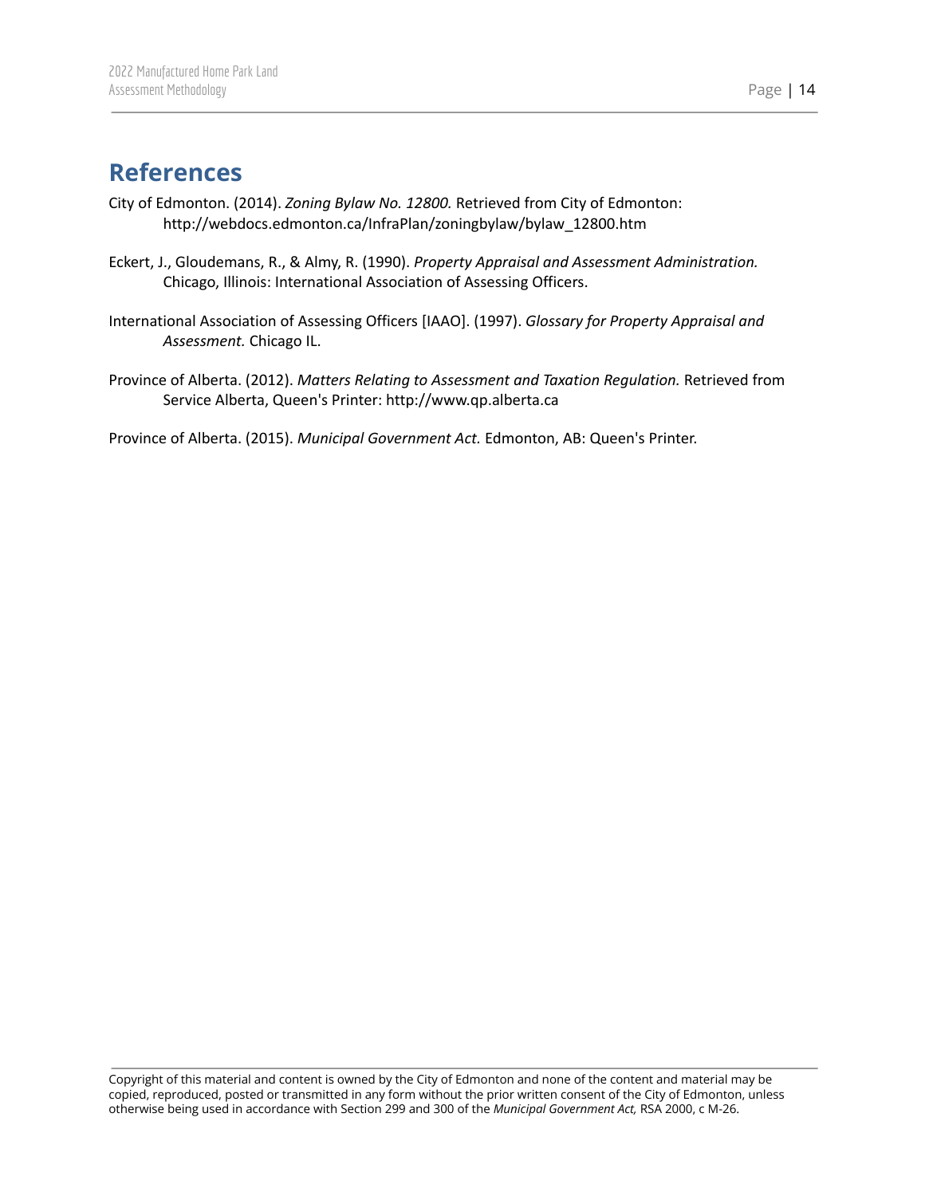# References

City of Edmonton. (2014). *Zoning Bylaw No. 12800.* Retrieved from City of Edmonton: http://webdocs.edmonton.ca/InfraPlan/zoningbylaw/bylaw_12800.htm

Eckert, J., Gloudemans, R., & Almy, R. (1990). *Property Appraisal and Assessment Administration.* Chicago, Illinois: International Association of Assessing Officers.

International Association of Assessing Officers [IAAO]. (1997). *Glossary for Property Appraisal and Assessment.* Chicago IL.

Province of Alberta. (2012). *Matters Relating to Assessment and Taxation Regulation.* Retrieved from Service Alberta, Queen's Printer: http://www.qp.alberta.ca

Province of Alberta. (2015). *Municipal Government Act.* Edmonton, AB: Queen's Printer.

Copyright of this material and content is owned by the City of Edmonton and none of the content and material may be copied, reproduced, posted or transmitted in any form without the prior written consent of the City of Edmonton, unless otherwise being used in accordance with Section 299 and 300 of the *Municipal Government Act,* RSA 2000, c M-26.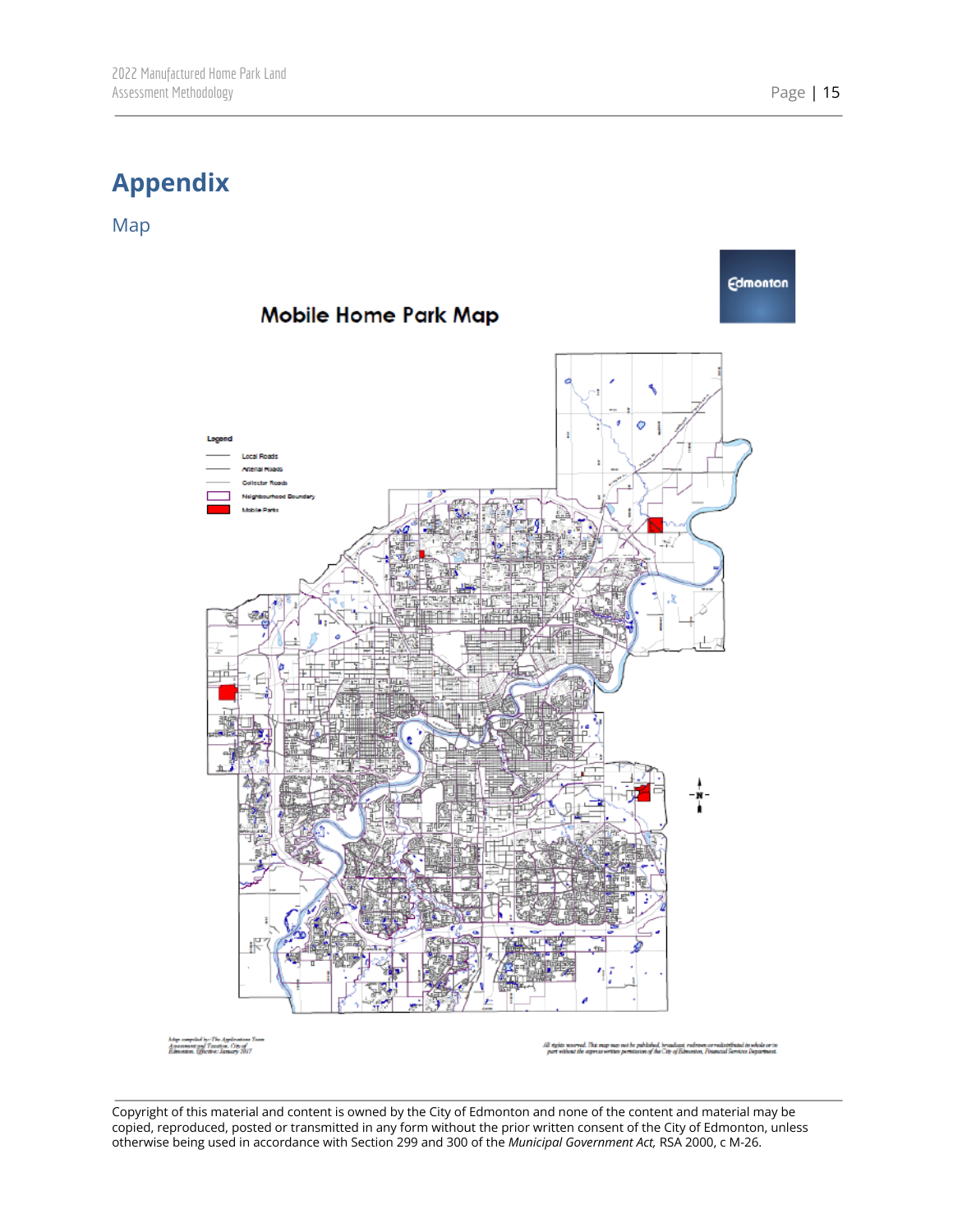# Appendix

## Map

Mobile Home Park Map

Legend

Local Roads

Arterial Roads

Collector Roads

Neighbourhood Boundary

Mobile Parks

Map compiled by: The Applications Team Assessment and Taxation, City of Edmonton. Effective: January 2017

All rights reserved. This map may not be published, broadcast, rewritten or redistributed in whole or in part without the express written permission of the City of Edmonton, Financial Services Department.

Copyright of this material and content is owned by the City of Edmonton and none of the content and material may be copied, reproduced, posted or transmitted in any form without the prior written consent of the City of Edmonton, unless otherwise being used in accordance with Section 299 and 300 of the *Municipal Government Act,* RSA 2000, c M-26.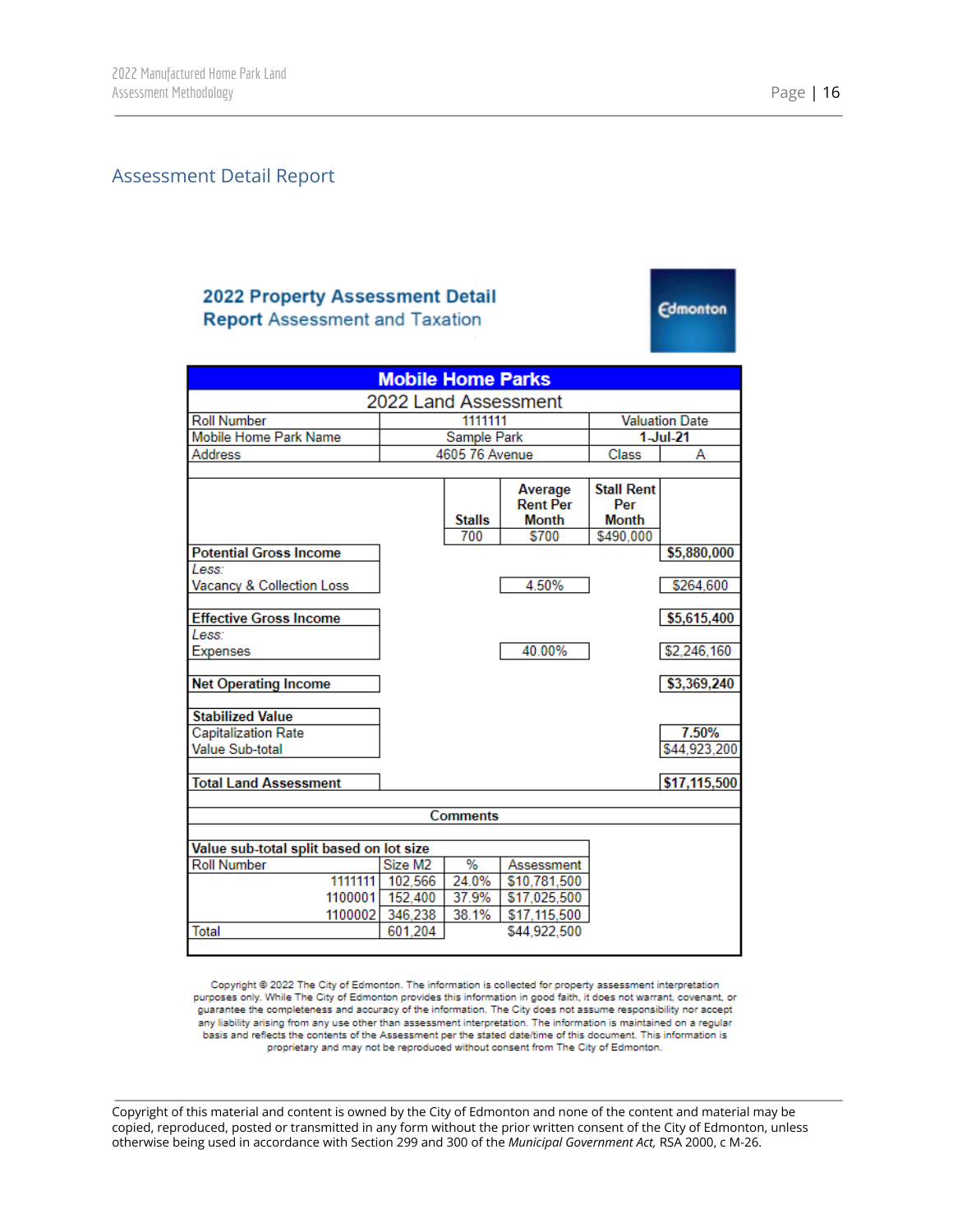## Assessment Detail Report

**2022 Property Assessment Detail Report** Assessment and Taxation

Edmonton

| **Mobile Home Parks** | | | | | |
|---|---|---|---|---|---|
| 2022 Land Assessment | | | | | |
| Roll Number | 1111111 | | | Valuation Date | |
| Mobile Home Park Name | Sample Park | | | **1-Jul-21** | |
| Address | 4605 76 Avenue | | | Class | A |
| | **Stalls** | **Average Rent Per Month** | **Stall Rent Per Month** | | |
| | 700 | $700 | $490,000 | | |
| **Potential Gross Income** | | | | | **$5,880,000** |
| *Less:* Vacancy & Collection Loss | | 4.50% | | | $264,600 |
| **Effective Gross Income** | | | | | **$5,615,400** |
| *Less:* Expenses | | 40.00% | | | $2,246,160 |
| **Net Operating Income** | | | | | **$3,369,240** |
| **Stabilized Value** | | | | | |
| Capitalization Rate | | | | | **7.50%** |
| Value Sub-total | | | | | $44,923,200 |
| **Total Land Assessment** | | | | | **$17,115,500** |
| **Comments** | | | | | |

**Value sub-total split based on lot size**

| Roll Number | Size M2 | % | Assessment |
|---|---|---|---|
| 1111111 | 102,566 | 24.0% | $10,781,500 |
| 1100001 | 152,400 | 37.9% | $17,025,500 |
| 1100002 | 346,238 | 38.1% | $17,115,500 |
| Total | 601,204 | | $44,922,500 |

Copyright © 2022 The City of Edmonton. The information is collected for property assessment interpretation purposes only. While The City of Edmonton provides this information in good faith, it does not warrant, covenant, or guarantee the completeness and accuracy of the information. The City does not assume responsibility nor accept any liability arising from any use other than assessment interpretation. The information is maintained on a regular basis and reflects the contents of the Assessment per the stated date/time of this document. This information is proprietary and may not be reproduced without consent from The City of Edmonton.

Copyright of this material and content is owned by the City of Edmonton and none of the content and material may be copied, reproduced, posted or transmitted in any form without the prior written consent of the City of Edmonton, unless otherwise being used in accordance with Section 299 and 300 of the *Municipal Government Act,* RSA 2000, c M-26.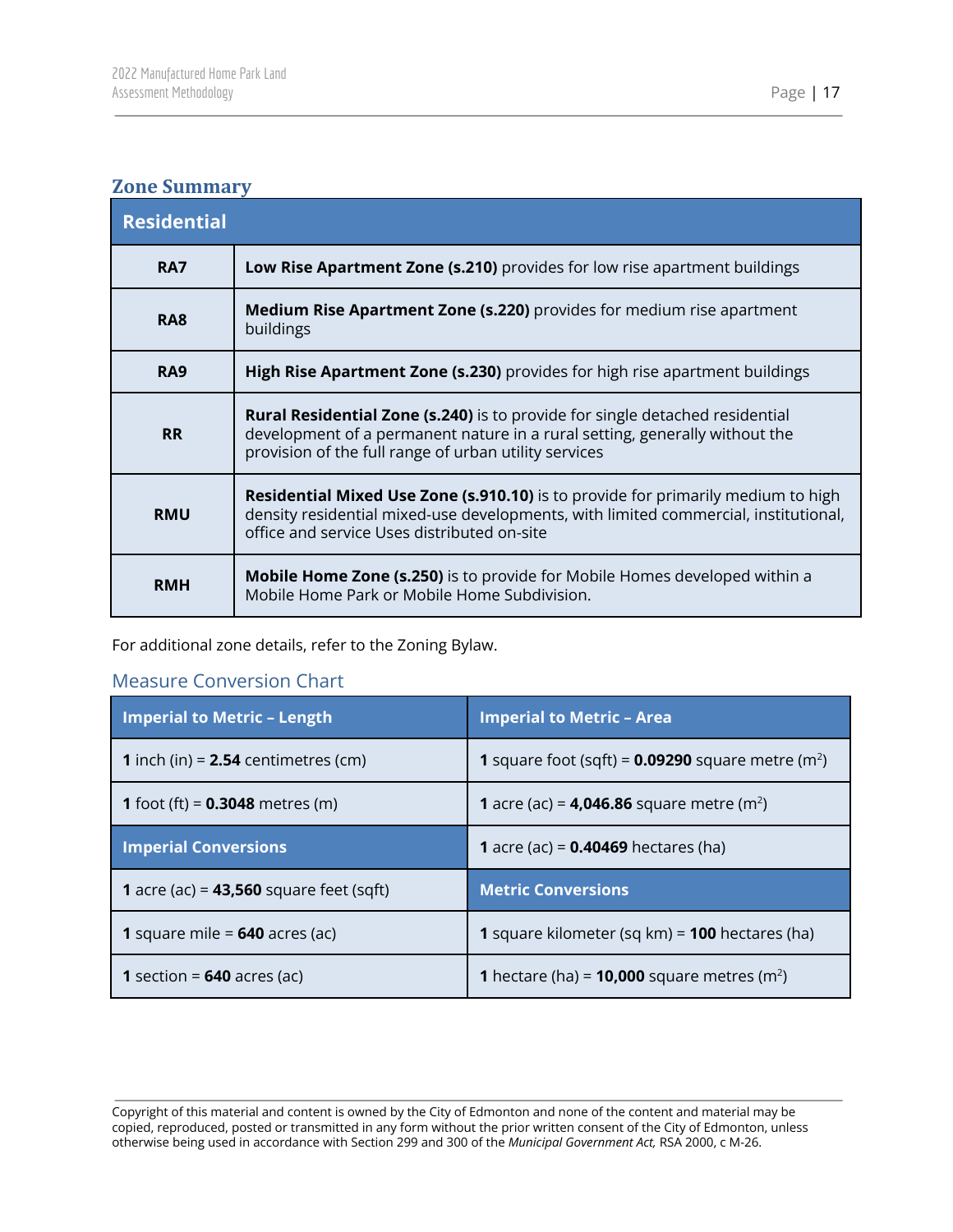## Zone Summary

| Residential | |
|---|---|
| **RA7** | **Low Rise Apartment Zone (s.210)** provides for low rise apartment buildings |
| **RA8** | **Medium Rise Apartment Zone (s.220)** provides for medium rise apartment buildings |
| **RA9** | **High Rise Apartment Zone (s.230)** provides for high rise apartment buildings |
| **RR** | **Rural Residential Zone (s.240)** is to provide for single detached residential development of a permanent nature in a rural setting, generally without the provision of the full range of urban utility services |
| **RMU** | **Residential Mixed Use Zone (s.910.10)** is to provide for primarily medium to high density residential mixed-use developments, with limited commercial, institutional, office and service Uses distributed on-site |
| **RMH** | **Mobile Home Zone (s.250)** is to provide for Mobile Homes developed within a Mobile Home Park or Mobile Home Subdivision. |

For additional zone details, refer to the Zoning Bylaw.

### Measure Conversion Chart

| Imperial to Metric – Length | Imperial to Metric – Area |
|---|---|
| **1** inch (in) = **2.54** centimetres (cm) | **1** square foot (sqft) = **0.09290** square metre ($m^2$) |
| **1** foot (ft) = **0.3048** metres (m) | **1** acre (ac) = **4,046.86** square metre ($m^2$) |
| **Imperial Conversions** | **1** acre (ac) = **0.40469** hectares (ha) |
| **1** acre (ac) = **43,560** square feet (sqft) | **Metric Conversions** |
| **1** square mile = **640** acres (ac) | **1** square kilometer (sq km) = **100** hectares (ha) |
| **1** section = **640** acres (ac) | **1** hectare (ha) = **10,000** square metres ($m^2$) |

Copyright of this material and content is owned by the City of Edmonton and none of the content and material may be copied, reproduced, posted or transmitted in any form without the prior written consent of the City of Edmonton, unless otherwise being used in accordance with Section 299 and 300 of the *Municipal Government Act,* RSA 2000, c M-26.